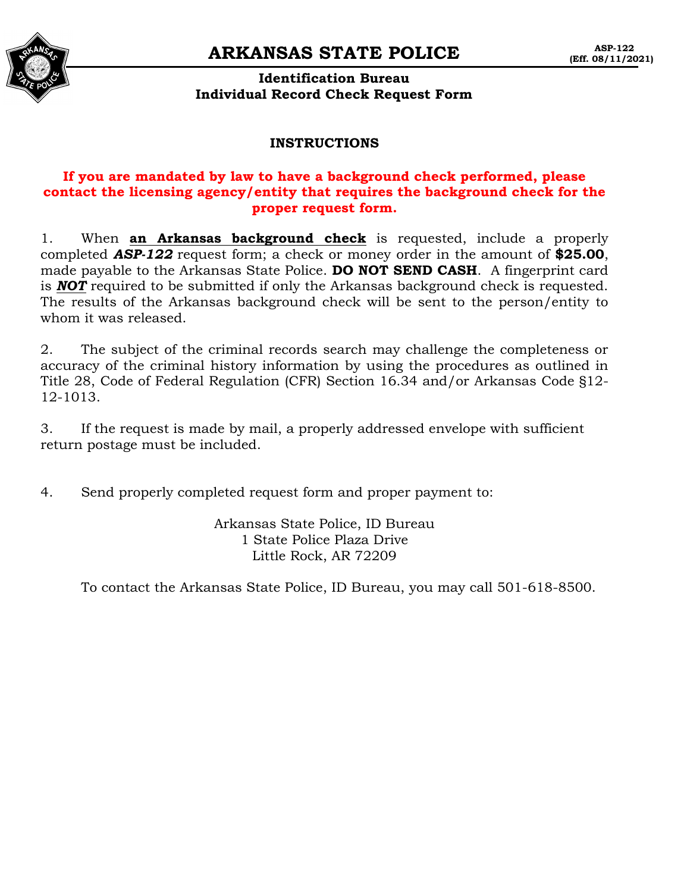# ARKANSAS STATE POLICE

ASP-122
(Eff. 08/11/2021)

## Identification Bureau
## Individual Record Check Request Form

### INSTRUCTIONS

**If you are mandated by law to have a background check performed, please contact the licensing agency/entity that requires the background check for the proper request form.**

1. When **an Arkansas background check** is requested, include a properly completed ***ASP-122*** request form; a check or money order in the amount of **$25.00**, made payable to the Arkansas State Police. **DO NOT SEND CASH**. A fingerprint card is ***NOT*** required to be submitted if only the Arkansas background check is requested. The results of the Arkansas background check will be sent to the person/entity to whom it was released.

2. The subject of the criminal records search may challenge the completeness or accuracy of the criminal history information by using the procedures as outlined in Title 28, Code of Federal Regulation (CFR) Section 16.34 and/or Arkansas Code §12-12-1013.

3. If the request is made by mail, a properly addressed envelope with sufficient return postage must be included.

4. Send properly completed request form and proper payment to:

Arkansas State Police, ID Bureau
1 State Police Plaza Drive
Little Rock, AR 72209

To contact the Arkansas State Police, ID Bureau, you may call 501-618-8500.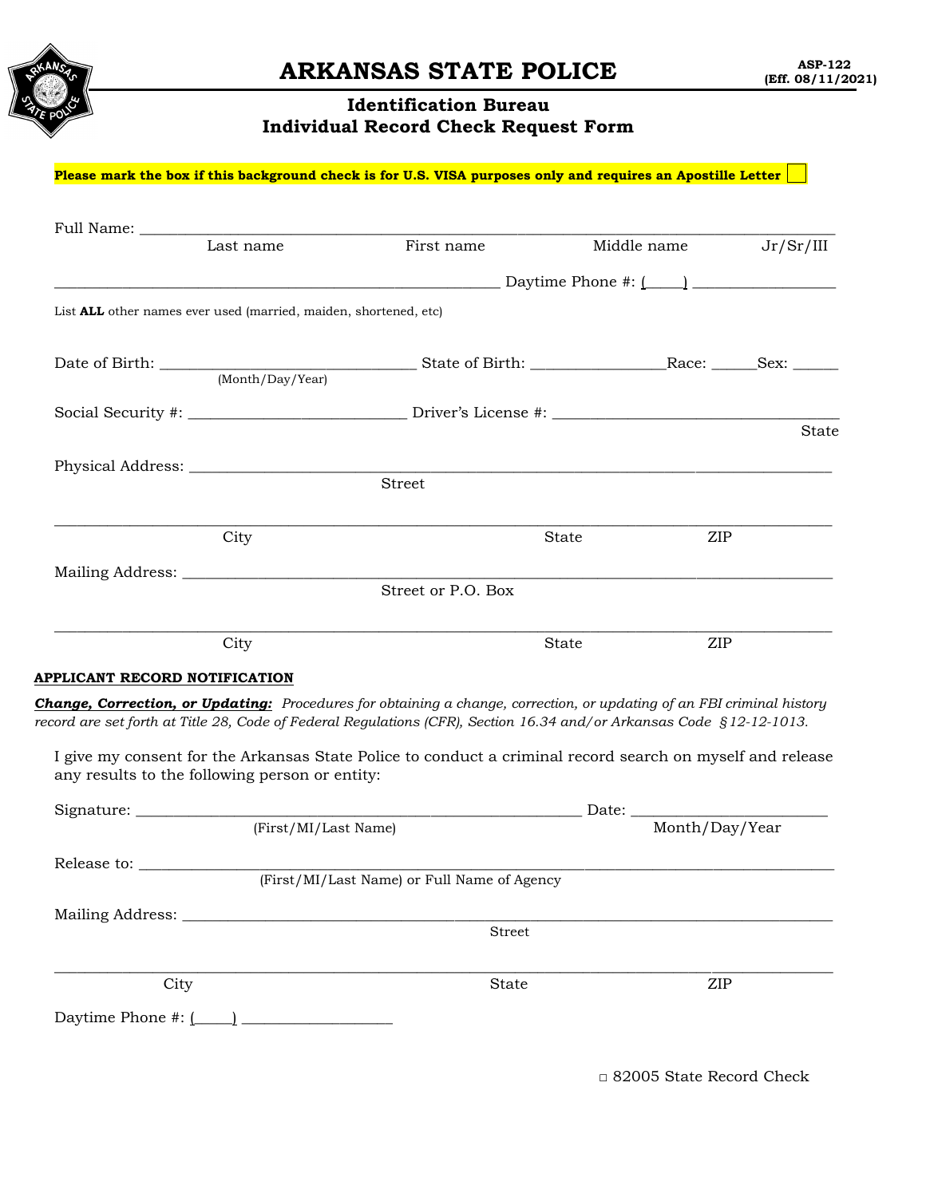# ARKANSAS STATE POLICE

ASP-122
(Eff. 08/11/2021)

## Identification Bureau
## Individual Record Check Request Form

**Please mark the box if this background check is for U.S. VISA purposes only and requires an Apostille Letter** ☐

Full Name: ____________________________________________________________________
Last name First name Middle name Jr/Sr/III

______________________________________________________ Daytime Phone #: (____) _________________

List **ALL** other names ever used (married, maiden, shortened, etc)

Date of Birth: _______________________________ State of Birth: ________________Race: _____Sex: _____
(Month/Day/Year)

Social Security #: __________________________ Driver's License #: ___________________________________
State

Physical Address: ____________________________________________________________________
Street

____________________________________________________________________________________
City State ZIP

Mailing Address: ____________________________________________________________________
Street or P.O. Box

____________________________________________________________________________________
City State ZIP

**APPLICANT RECORD NOTIFICATION**

***Change, Correction, or Updating:*** *Procedures for obtaining a change, correction, or updating of an FBI criminal history record are set forth at Title 28, Code of Federal Regulations (CFR), Section 16.34 and/or Arkansas Code §12-12-1013.*

I give my consent for the Arkansas State Police to conduct a criminal record search on myself and release any results to the following person or entity:

Signature: ______________________________________________________ Date: _______________________
(First/MI/Last Name) Month/Day/Year

Release to: ____________________________________________________________________________
(First/MI/Last Name) or Full Name of Agency

Mailing Address: ____________________________________________________________________
Street

____________________________________________________________________________________
City State ZIP

Daytime Phone #: (____) __________________

☐ 82005 State Record Check